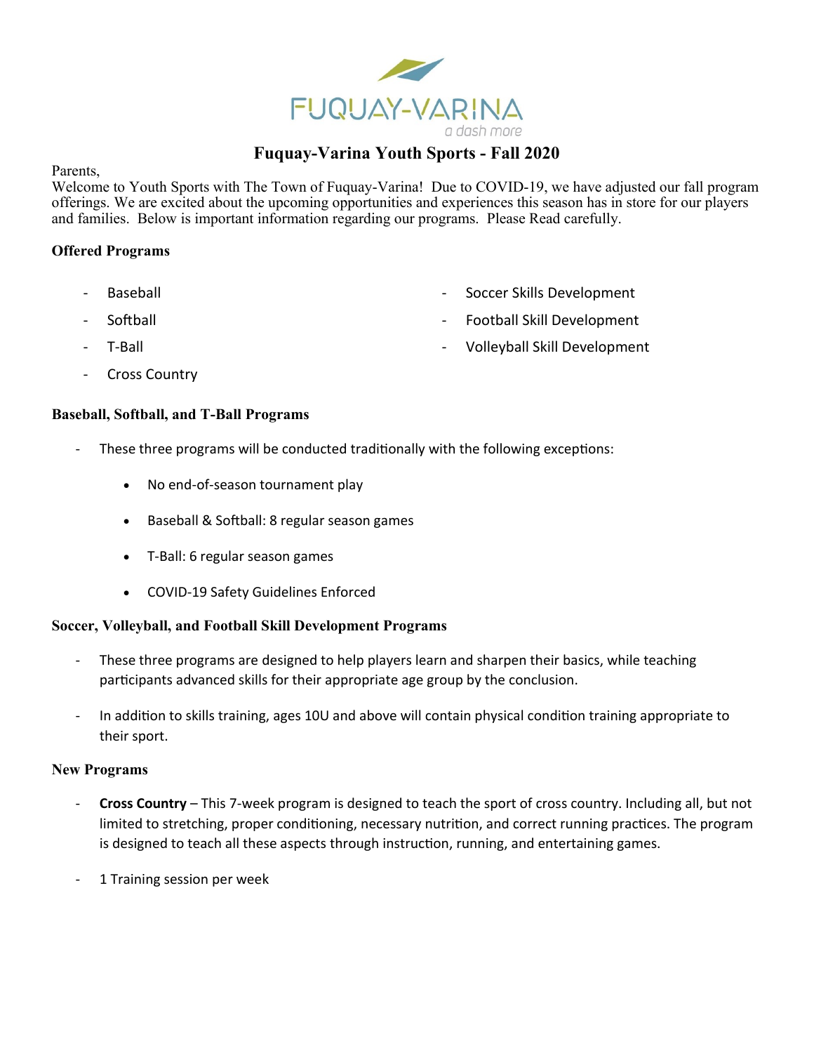FUQUAY-VARINA

a dash more

# Fuquay-Varina Youth Sports - Fall 2020

Parents,

Welcome to Youth Sports with The Town of Fuquay-Varina! Due to COVID-19, we have adjusted our fall program offerings. We are excited about the upcoming opportunities and experiences this season has in store for our players and families. Below is important information regarding our programs. Please Read carefully.

## Offered Programs

- Baseball
- Softball
- T-Ball
- Cross Country
- Soccer Skills Development
- Football Skill Development
- Volleyball Skill Development

## Baseball, Softball, and T-Ball Programs

- These three programs will be conducted traditionally with the following exceptions:
  - No end-of-season tournament play
  - Baseball & Softball: 8 regular season games
  - T-Ball: 6 regular season games
  - COVID-19 Safety Guidelines Enforced

## Soccer, Volleyball, and Football Skill Development Programs

- These three programs are designed to help players learn and sharpen their basics, while teaching participants advanced skills for their appropriate age group by the conclusion.
- In addition to skills training, ages 10U and above will contain physical condition training appropriate to their sport.

## New Programs

- **Cross Country** – This 7-week program is designed to teach the sport of cross country. Including all, but not limited to stretching, proper conditioning, necessary nutrition, and correct running practices. The program is designed to teach all these aspects through instruction, running, and entertaining games.
- 1 Training session per week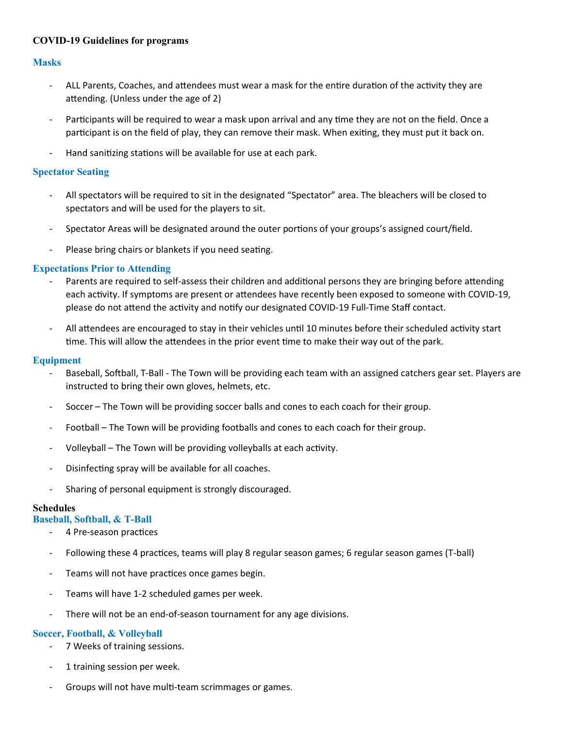**COVID-19 Guidelines for programs**

## Masks

- ALL Parents, Coaches, and attendees must wear a mask for the entire duration of the activity they are attending. (Unless under the age of 2)
- Participants will be required to wear a mask upon arrival and any time they are not on the field. Once a participant is on the field of play, they can remove their mask. When exiting, they must put it back on.
- Hand sanitizing stations will be available for use at each park.

## Spectator Seating

- All spectators will be required to sit in the designated "Spectator" area. The bleachers will be closed to spectators and will be used for the players to sit.
- Spectator Areas will be designated around the outer portions of your groups's assigned court/field.
- Please bring chairs or blankets if you need seating.

## Expectations Prior to Attending

- Parents are required to self-assess their children and additional persons they are bringing before attending each activity. If symptoms are present or attendees have recently been exposed to someone with COVID-19, please do not attend the activity and notify our designated COVID-19 Full-Time Staff contact.
- All attendees are encouraged to stay in their vehicles until 10 minutes before their scheduled activity start time. This will allow the attendees in the prior event time to make their way out of the park.

## Equipment

- Baseball, Softball, T-Ball - The Town will be providing each team with an assigned catchers gear set. Players are instructed to bring their own gloves, helmets, etc.
- Soccer – The Town will be providing soccer balls and cones to each coach for their group.
- Football – The Town will be providing footballs and cones to each coach for their group.
- Volleyball – The Town will be providing volleyballs at each activity.
- Disinfecting spray will be available for all coaches.
- Sharing of personal equipment is strongly discouraged.

**Schedules**

## Baseball, Softball, & T-Ball

- 4 Pre-season practices
- Following these 4 practices, teams will play 8 regular season games; 6 regular season games (T-ball)
- Teams will not have practices once games begin.
- Teams will have 1-2 scheduled games per week.
- There will not be an end-of-season tournament for any age divisions.

## Soccer, Football, & Volleyball

- 7 Weeks of training sessions.
- 1 training session per week.
- Groups will not have multi-team scrimmages or games.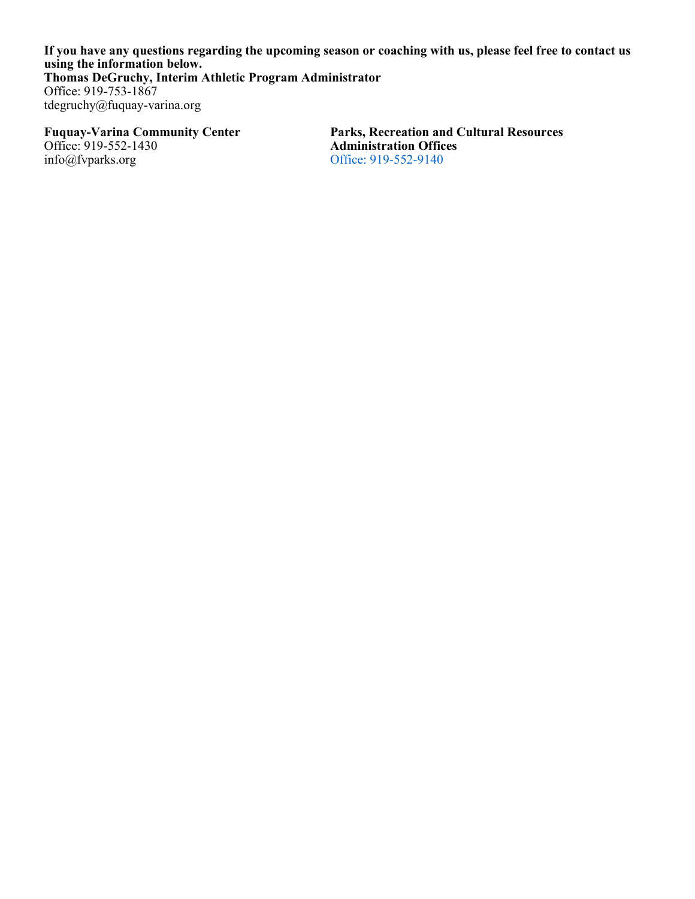**If you have any questions regarding the upcoming season or coaching with us, please feel free to contact us using the information below.**

**Thomas DeGruchy, Interim Athletic Program Administrator**
Office: 919-753-1867
tdegruchy@fuquay-varina.org

**Fuquay-Varina Community Center**
Office: 919-552-1430
info@fvparks.org

**Parks, Recreation and Cultural Resources Administration Offices**
Office: 919-552-9140